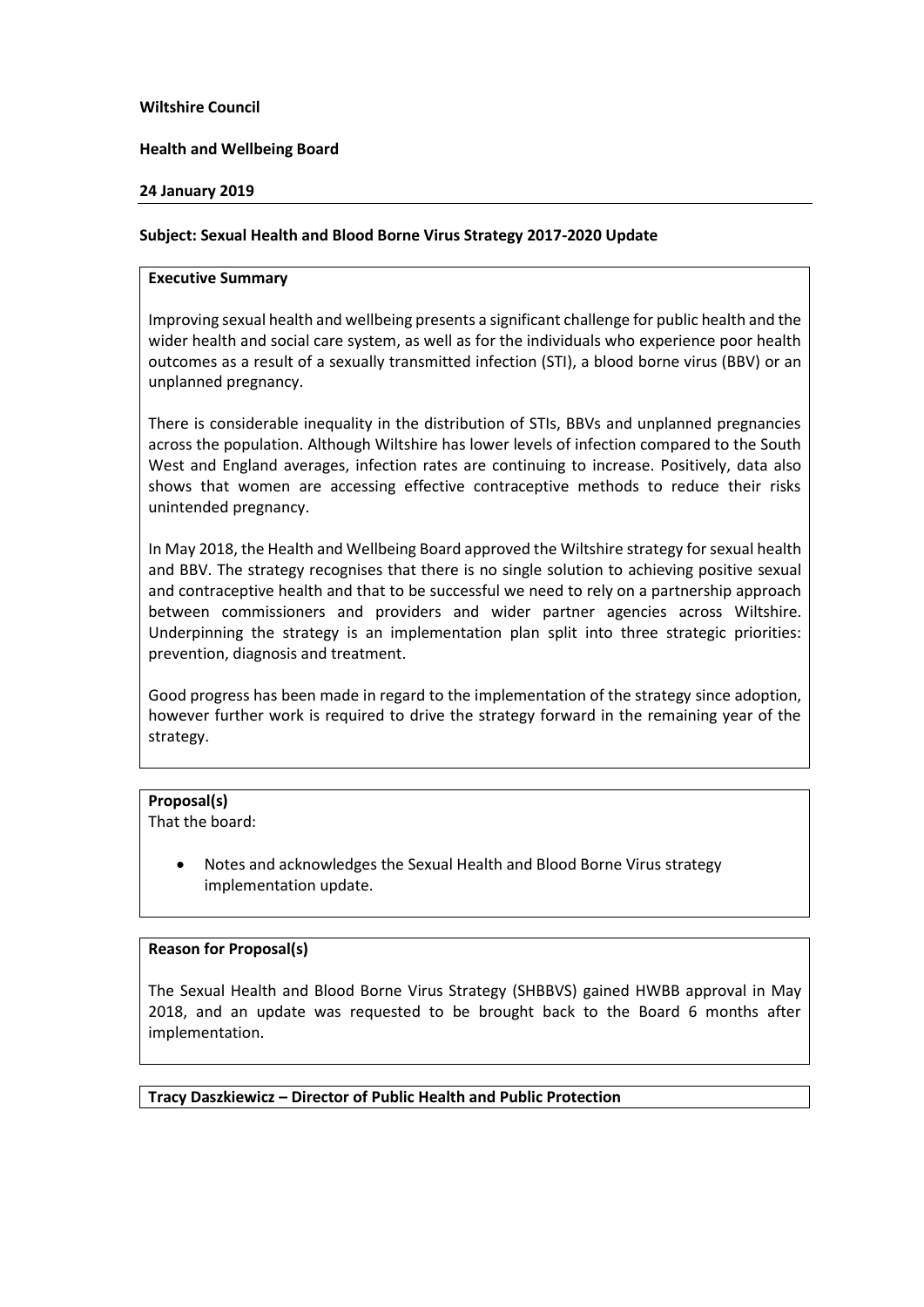**Wiltshire Council**

**Health and Wellbeing Board**

**24 January 2019**

**Subject: Sexual Health and Blood Borne Virus Strategy 2017-2020 Update**

**Executive Summary**

Improving sexual health and wellbeing presents a significant challenge for public health and the wider health and social care system, as well as for the individuals who experience poor health outcomes as a result of a sexually transmitted infection (STI), a blood borne virus (BBV) or an unplanned pregnancy.

There is considerable inequality in the distribution of STIs, BBVs and unplanned pregnancies across the population. Although Wiltshire has lower levels of infection compared to the South West and England averages, infection rates are continuing to increase. Positively, data also shows that women are accessing effective contraceptive methods to reduce their risks unintended pregnancy.

In May 2018, the Health and Wellbeing Board approved the Wiltshire strategy for sexual health and BBV. The strategy recognises that there is no single solution to achieving positive sexual and contraceptive health and that to be successful we need to rely on a partnership approach between commissioners and providers and wider partner agencies across Wiltshire. Underpinning the strategy is an implementation plan split into three strategic priorities: prevention, diagnosis and treatment.

Good progress has been made in regard to the implementation of the strategy since adoption, however further work is required to drive the strategy forward in the remaining year of the strategy.

**Proposal(s)**

That the board:

- Notes and acknowledges the Sexual Health and Blood Borne Virus strategy implementation update.

**Reason for Proposal(s)**

The Sexual Health and Blood Borne Virus Strategy (SHBBVS) gained HWBB approval in May 2018, and an update was requested to be brought back to the Board 6 months after implementation.

**Tracy Daszkiewicz – Director of Public Health and Public Protection**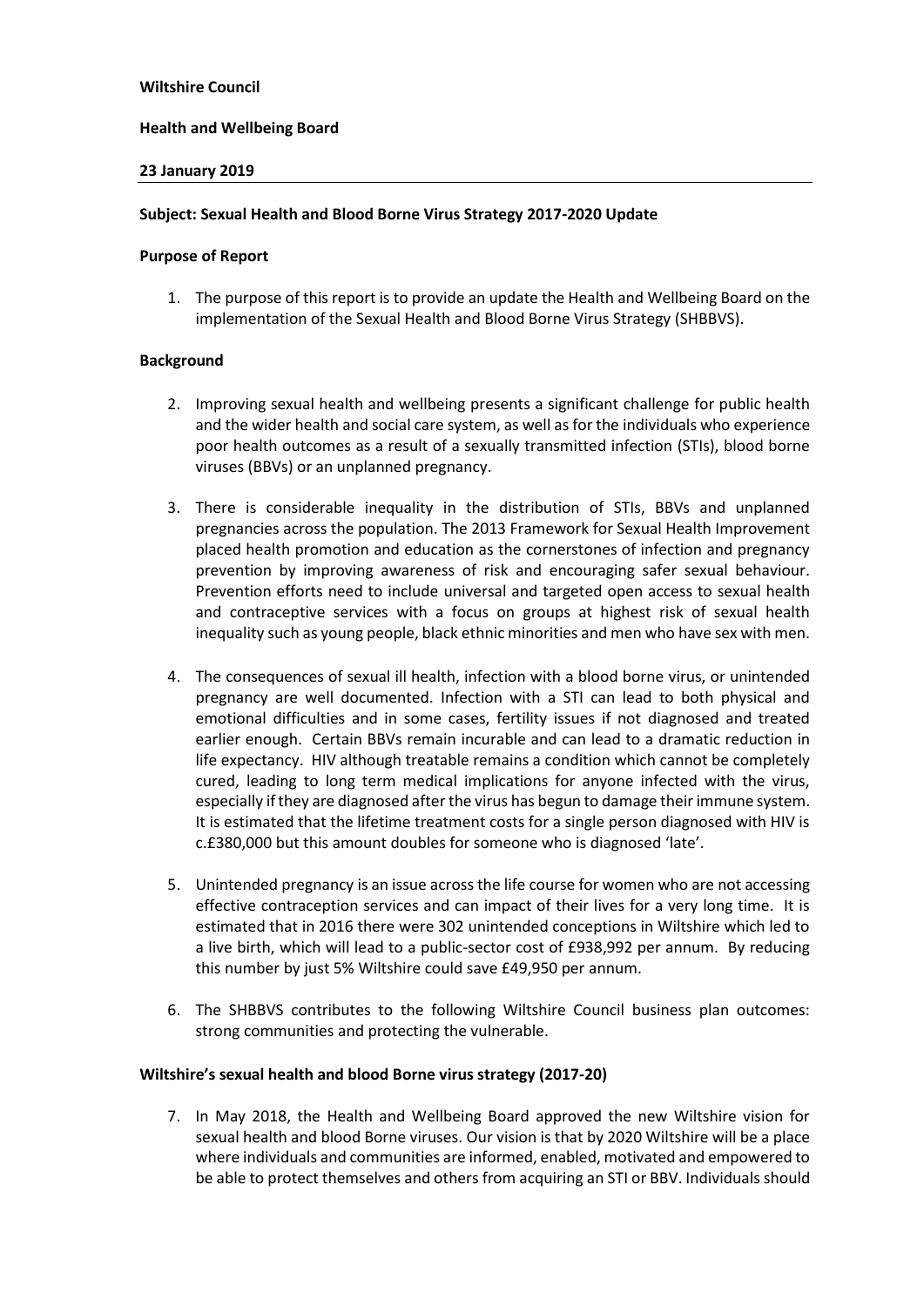**Wiltshire Council**

**Health and Wellbeing Board**

**23 January 2019**

---

**Subject: Sexual Health and Blood Borne Virus Strategy 2017-2020 Update**

**Purpose of Report**

1. The purpose of this report is to provide an update the Health and Wellbeing Board on the implementation of the Sexual Health and Blood Borne Virus Strategy (SHBBVS).

**Background**

2. Improving sexual health and wellbeing presents a significant challenge for public health and the wider health and social care system, as well as for the individuals who experience poor health outcomes as a result of a sexually transmitted infection (STIs), blood borne viruses (BBVs) or an unplanned pregnancy.

3. There is considerable inequality in the distribution of STIs, BBVs and unplanned pregnancies across the population. The 2013 Framework for Sexual Health Improvement placed health promotion and education as the cornerstones of infection and pregnancy prevention by improving awareness of risk and encouraging safer sexual behaviour. Prevention efforts need to include universal and targeted open access to sexual health and contraceptive services with a focus on groups at highest risk of sexual health inequality such as young people, black ethnic minorities and men who have sex with men.

4. The consequences of sexual ill health, infection with a blood borne virus, or unintended pregnancy are well documented. Infection with a STI can lead to both physical and emotional difficulties and in some cases, fertility issues if not diagnosed and treated earlier enough. Certain BBVs remain incurable and can lead to a dramatic reduction in life expectancy. HIV although treatable remains a condition which cannot be completely cured, leading to long term medical implications for anyone infected with the virus, especially if they are diagnosed after the virus has begun to damage their immune system. It is estimated that the lifetime treatment costs for a single person diagnosed with HIV is c.£380,000 but this amount doubles for someone who is diagnosed 'late'.

5. Unintended pregnancy is an issue across the life course for women who are not accessing effective contraception services and can impact of their lives for a very long time. It is estimated that in 2016 there were 302 unintended conceptions in Wiltshire which led to a live birth, which will lead to a public-sector cost of £938,992 per annum. By reducing this number by just 5% Wiltshire could save £49,950 per annum.

6. The SHBBVS contributes to the following Wiltshire Council business plan outcomes: strong communities and protecting the vulnerable.

**Wiltshire's sexual health and blood Borne virus strategy (2017-20)**

7. In May 2018, the Health and Wellbeing Board approved the new Wiltshire vision for sexual health and blood Borne viruses. Our vision is that by 2020 Wiltshire will be a place where individuals and communities are informed, enabled, motivated and empowered to be able to protect themselves and others from acquiring an STI or BBV. Individuals should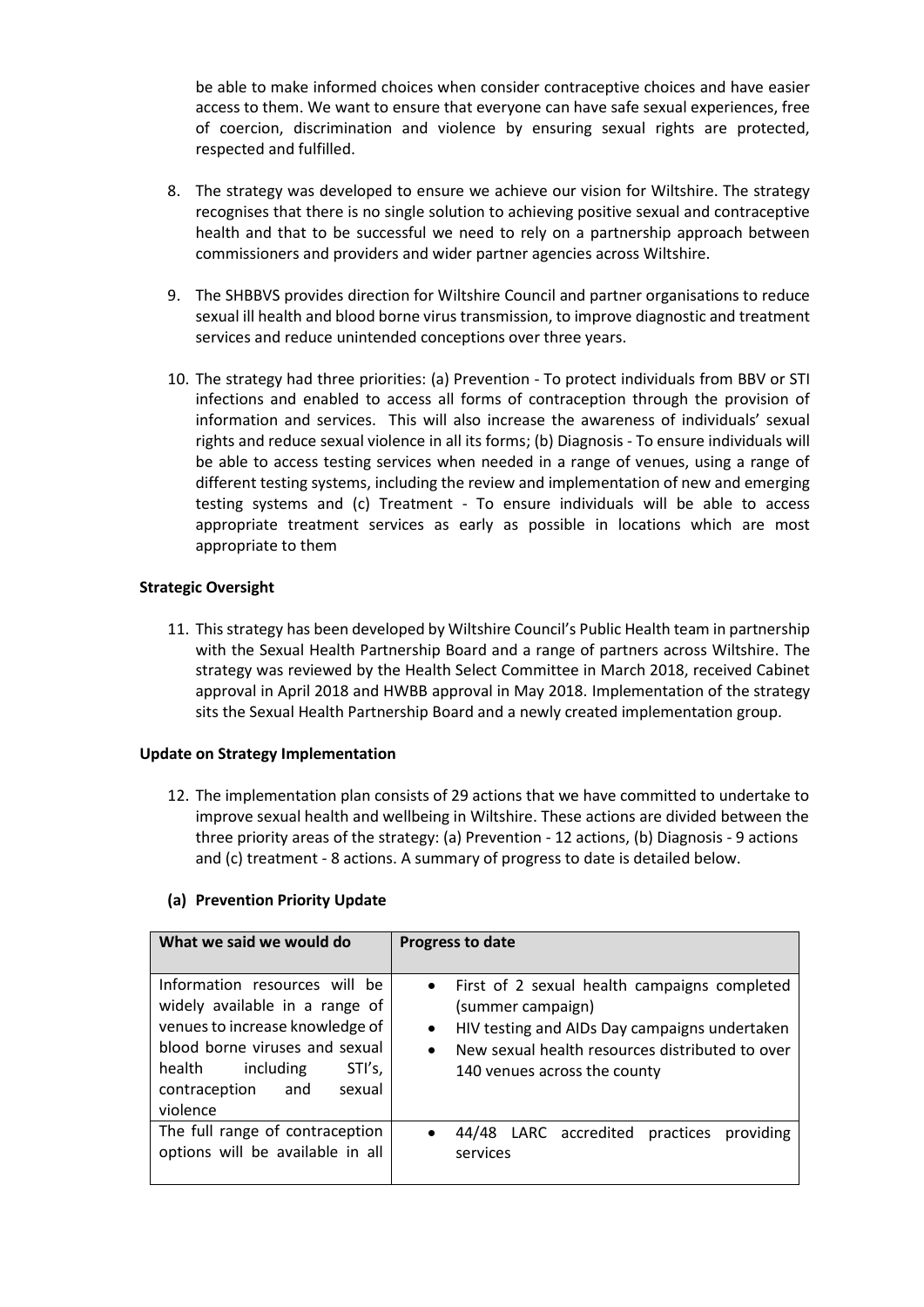be able to make informed choices when consider contraceptive choices and have easier access to them. We want to ensure that everyone can have safe sexual experiences, free of coercion, discrimination and violence by ensuring sexual rights are protected, respected and fulfilled.

8. The strategy was developed to ensure we achieve our vision for Wiltshire. The strategy recognises that there is no single solution to achieving positive sexual and contraceptive health and that to be successful we need to rely on a partnership approach between commissioners and providers and wider partner agencies across Wiltshire.

9. The SHBBVS provides direction for Wiltshire Council and partner organisations to reduce sexual ill health and blood borne virus transmission, to improve diagnostic and treatment services and reduce unintended conceptions over three years.

10. The strategy had three priorities: (a) Prevention - To protect individuals from BBV or STI infections and enabled to access all forms of contraception through the provision of information and services. This will also increase the awareness of individuals' sexual rights and reduce sexual violence in all its forms; (b) Diagnosis - To ensure individuals will be able to access testing services when needed in a range of venues, using a range of different testing systems, including the review and implementation of new and emerging testing systems and (c) Treatment - To ensure individuals will be able to access appropriate treatment services as early as possible in locations which are most appropriate to them

**Strategic Oversight**

11. This strategy has been developed by Wiltshire Council's Public Health team in partnership with the Sexual Health Partnership Board and a range of partners across Wiltshire. The strategy was reviewed by the Health Select Committee in March 2018, received Cabinet approval in April 2018 and HWBB approval in May 2018. Implementation of the strategy sits the Sexual Health Partnership Board and a newly created implementation group.

**Update on Strategy Implementation**

12. The implementation plan consists of 29 actions that we have committed to undertake to improve sexual health and wellbeing in Wiltshire. These actions are divided between the three priority areas of the strategy: (a) Prevention - 12 actions, (b) Diagnosis - 9 actions and (c) treatment - 8 actions. A summary of progress to date is detailed below.

**(a) Prevention Priority Update**

| What we said we would do | Progress to date |
|---|---|
| Information resources will be widely available in a range of venues to increase knowledge of blood borne viruses and sexual health including STI's, contraception and sexual violence | • First of 2 sexual health campaigns completed (summer campaign)<br>• HIV testing and AIDs Day campaigns undertaken<br>• New sexual health resources distributed to over 140 venues across the county |
| The full range of contraception options will be available in all | • 44/48 LARC accredited practices providing services |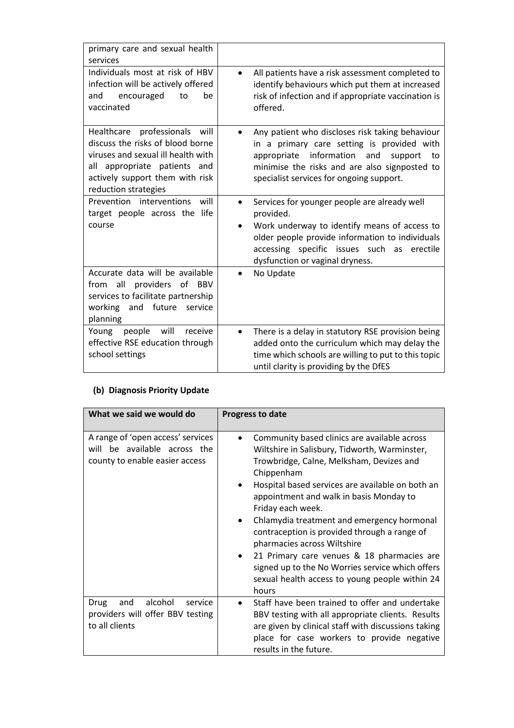| | |
|---|---|
| primary care and sexual health services | |
| Individuals most at risk of HBV infection will be actively offered and encouraged to be vaccinated | • All patients have a risk assessment completed to identify behaviours which put them at increased risk of infection and if appropriate vaccination is offered. |
| Healthcare professionals will discuss the risks of blood borne viruses and sexual ill health with all appropriate patients and actively support them with risk reduction strategies | • Any patient who discloses risk taking behaviour in a primary care setting is provided with appropriate information and support to minimise the risks and are also signposted to specialist services for ongoing support. |
| Prevention interventions will target people across the life course | • Services for younger people are already well provided. <br> • Work underway to identify means of access to older people provide information to individuals accessing specific issues such as erectile dysfunction or vaginal dryness. |
| Accurate data will be available from all providers of BBV services to facilitate partnership working and future service planning | • No Update |
| Young people will receive effective RSE education through school settings | • There is a delay in statutory RSE provision being added onto the curriculum which may delay the time which schools are willing to put to this topic until clarity is providing by the DfES |

**(b) Diagnosis Priority Update**

| What we said we would do | Progress to date |
|---|---|
| A range of 'open access' services will be available across the county to enable easier access | • Community based clinics are available across Wiltshire in Salisbury, Tidworth, Warminster, Trowbridge, Calne, Melksham, Devizes and Chippenham <br> • Hospital based services are available on both an appointment and walk in basis Monday to Friday each week. <br> • Chlamydia treatment and emergency hormonal contraception is provided through a range of pharmacies across Wiltshire <br> • 21 Primary care venues & 18 pharmacies are signed up to the No Worries service which offers sexual health access to young people within 24 hours |
| Drug and alcohol service providers will offer BBV testing to all clients | • Staff have been trained to offer and undertake BBV testing with all appropriate clients. Results are given by clinical staff with discussions taking place for case workers to provide negative results in the future. |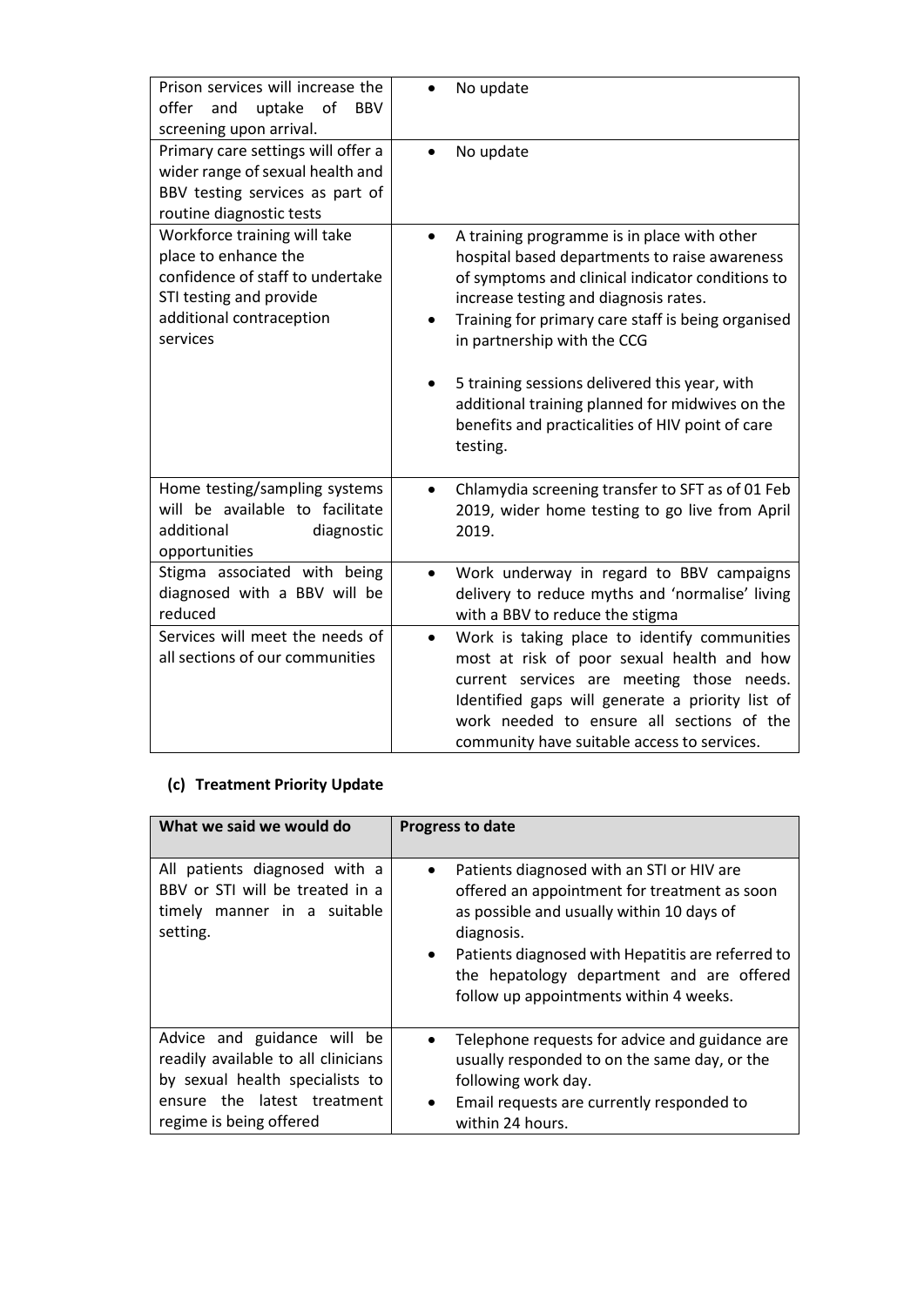| | |
|---|---|
| Prison services will increase the offer and uptake of BBV screening upon arrival. | • No update |
| Primary care settings will offer a wider range of sexual health and BBV testing services as part of routine diagnostic tests | • No update |
| Workforce training will take place to enhance the confidence of staff to undertake STI testing and provide additional contraception services | • A training programme is in place with other hospital based departments to raise awareness of symptoms and clinical indicator conditions to increase testing and diagnosis rates.<br>• Training for primary care staff is being organised in partnership with the CCG<br><br>• 5 training sessions delivered this year, with additional training planned for midwives on the benefits and practicalities of HIV point of care testing. |
| Home testing/sampling systems will be available to facilitate additional diagnostic opportunities | • Chlamydia screening transfer to SFT as of 01 Feb 2019, wider home testing to go live from April 2019. |
| Stigma associated with being diagnosed with a BBV will be reduced | • Work underway in regard to BBV campaigns delivery to reduce myths and 'normalise' living with a BBV to reduce the stigma |
| Services will meet the needs of all sections of our communities | • Work is taking place to identify communities most at risk of poor sexual health and how current services are meeting those needs. Identified gaps will generate a priority list of work needed to ensure all sections of the community have suitable access to services. |

### (c) Treatment Priority Update

| What we said we would do | Progress to date |
|---|---|
| All patients diagnosed with a BBV or STI will be treated in a timely manner in a suitable setting. | • Patients diagnosed with an STI or HIV are offered an appointment for treatment as soon as possible and usually within 10 days of diagnosis.<br>• Patients diagnosed with Hepatitis are referred to the hepatology department and are offered follow up appointments within 4 weeks. |
| Advice and guidance will be readily available to all clinicians by sexual health specialists to ensure the latest treatment regime is being offered | • Telephone requests for advice and guidance are usually responded to on the same day, or the following work day.<br>• Email requests are currently responded to within 24 hours. |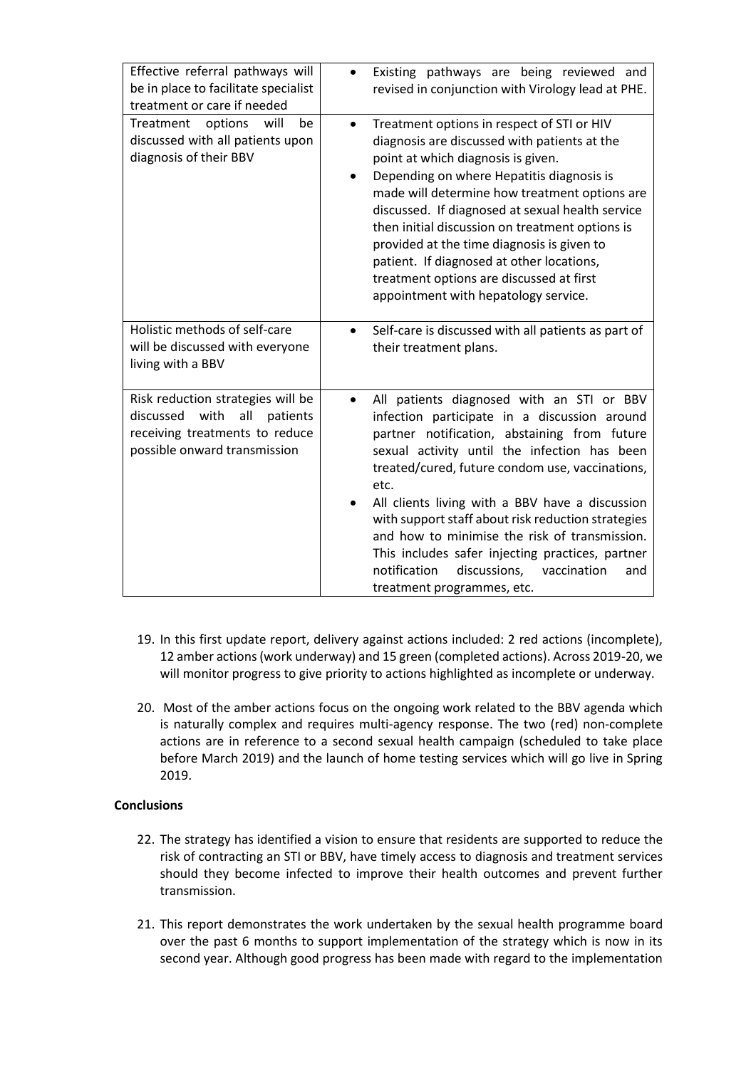| | |
|---|---|
| Effective referral pathways will be in place to facilitate specialist treatment or care if needed | • Existing pathways are being reviewed and revised in conjunction with Virology lead at PHE. |
| Treatment options will be discussed with all patients upon diagnosis of their BBV | • Treatment options in respect of STI or HIV diagnosis are discussed with patients at the point at which diagnosis is given.<br>• Depending on where Hepatitis diagnosis is made will determine how treatment options are discussed. If diagnosed at sexual health service then initial discussion on treatment options is provided at the time diagnosis is given to patient. If diagnosed at other locations, treatment options are discussed at first appointment with hepatology service. |
| Holistic methods of self-care will be discussed with everyone living with a BBV | • Self-care is discussed with all patients as part of their treatment plans. |
| Risk reduction strategies will be discussed with all patients receiving treatments to reduce possible onward transmission | • All patients diagnosed with an STI or BBV infection participate in a discussion around partner notification, abstaining from future sexual activity until the infection has been treated/cured, future condom use, vaccinations, etc.<br>• All clients living with a BBV have a discussion with support staff about risk reduction strategies and how to minimise the risk of transmission. This includes safer injecting practices, partner notification discussions, vaccination and treatment programmes, etc. |

19. In this first update report, delivery against actions included: 2 red actions (incomplete), 12 amber actions (work underway) and 15 green (completed actions). Across 2019-20, we will monitor progress to give priority to actions highlighted as incomplete or underway.

20. Most of the amber actions focus on the ongoing work related to the BBV agenda which is naturally complex and requires multi-agency response. The two (red) non-complete actions are in reference to a second sexual health campaign (scheduled to take place before March 2019) and the launch of home testing services which will go live in Spring 2019.

**Conclusions**

22. The strategy has identified a vision to ensure that residents are supported to reduce the risk of contracting an STI or BBV, have timely access to diagnosis and treatment services should they become infected to improve their health outcomes and prevent further transmission.

21. This report demonstrates the work undertaken by the sexual health programme board over the past 6 months to support implementation of the strategy which is now in its second year. Although good progress has been made with regard to the implementation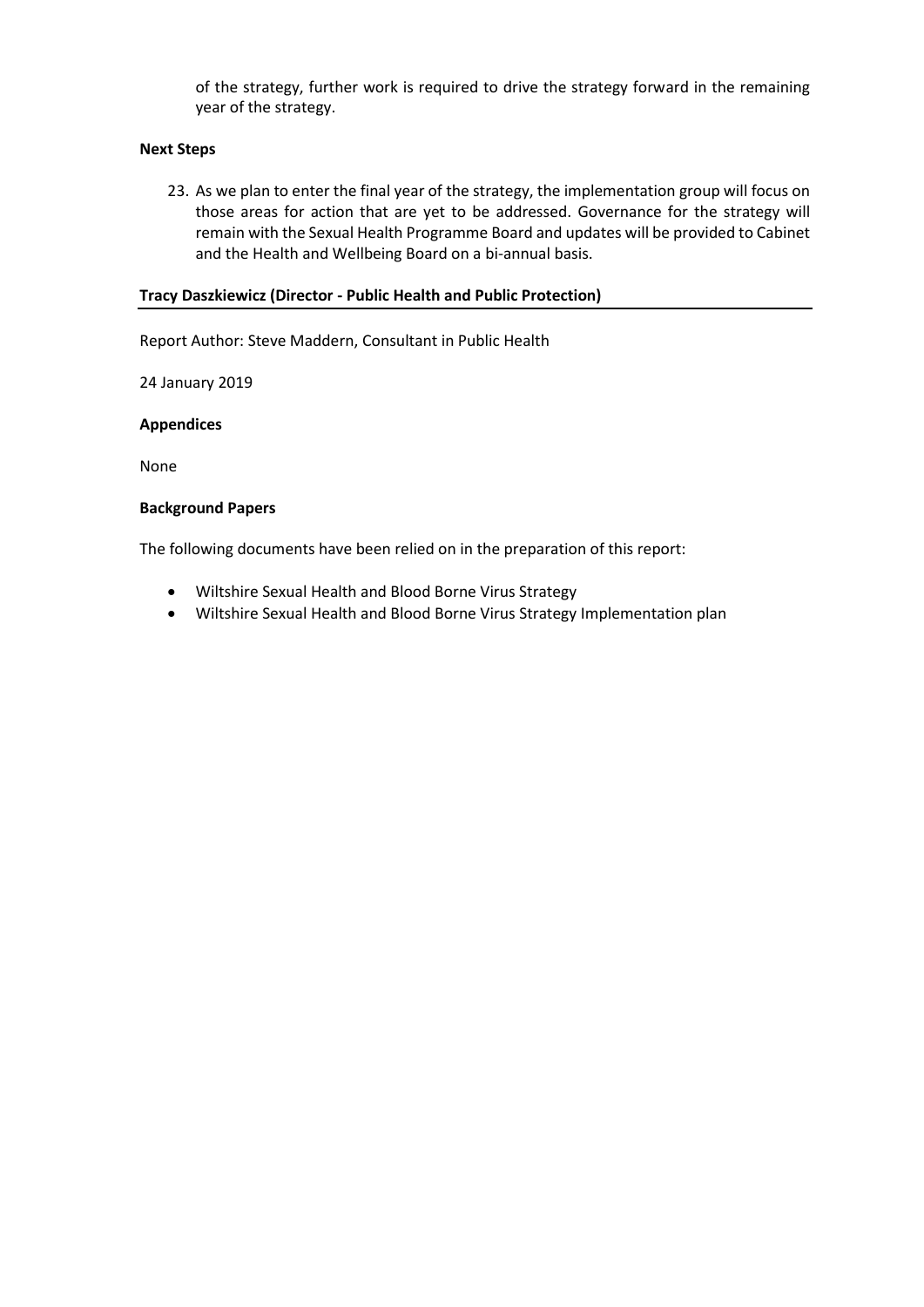of the strategy, further work is required to drive the strategy forward in the remaining year of the strategy.

**Next Steps**

23. As we plan to enter the final year of the strategy, the implementation group will focus on those areas for action that are yet to be addressed. Governance for the strategy will remain with the Sexual Health Programme Board and updates will be provided to Cabinet and the Health and Wellbeing Board on a bi-annual basis.

**Tracy Daszkiewicz (Director - Public Health and Public Protection)**

Report Author: Steve Maddern, Consultant in Public Health

24 January 2019

**Appendices**

None

**Background Papers**

The following documents have been relied on in the preparation of this report:

- Wiltshire Sexual Health and Blood Borne Virus Strategy
- Wiltshire Sexual Health and Blood Borne Virus Strategy Implementation plan